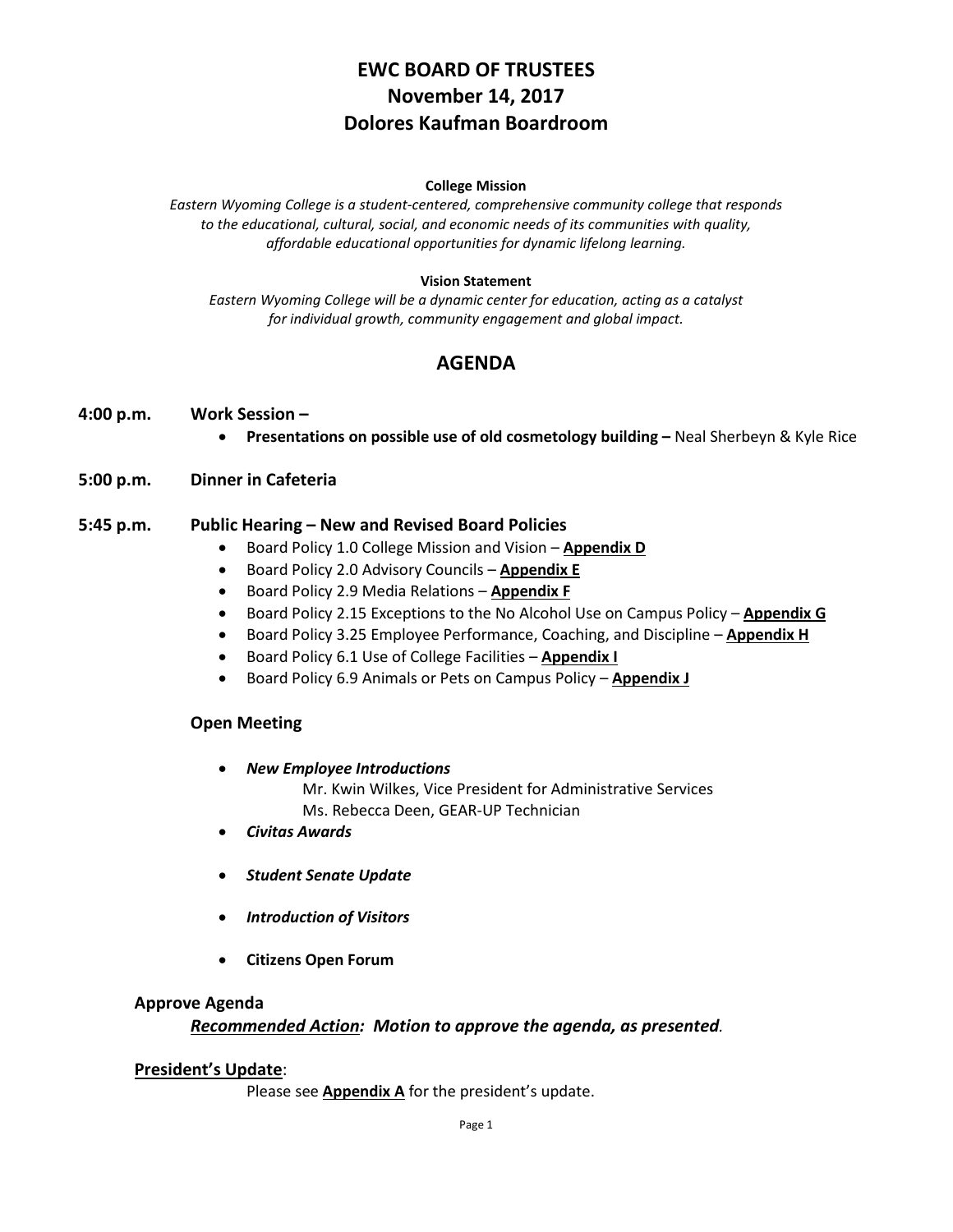# EWC BOARD OF TRUSTEES
# November 14, 2017
# Dolores Kaufman Boardroom

**College Mission**

*Eastern Wyoming College is a student-centered, comprehensive community college that responds to the educational, cultural, social, and economic needs of its communities with quality, affordable educational opportunities for dynamic lifelong learning.*

**Vision Statement**

*Eastern Wyoming College will be a dynamic center for education, acting as a catalyst for individual growth, community engagement and global impact.*

## AGENDA

**4:00 p.m. Work Session –**

- **Presentations on possible use of old cosmetology building –** Neal Sherbeyn & Kyle Rice

**5:00 p.m. Dinner in Cafeteria**

**5:45 p.m. Public Hearing – New and Revised Board Policies**

- Board Policy 1.0 College Mission and Vision – **Appendix D**
- Board Policy 2.0 Advisory Councils – **Appendix E**
- Board Policy 2.9 Media Relations – **Appendix F**
- Board Policy 2.15 Exceptions to the No Alcohol Use on Campus Policy – **Appendix G**
- Board Policy 3.25 Employee Performance, Coaching, and Discipline – **Appendix H**
- Board Policy 6.1 Use of College Facilities – **Appendix I**
- Board Policy 6.9 Animals or Pets on Campus Policy – **Appendix J**

**Open Meeting**

- ***New Employee Introductions***
  - Mr. Kwin Wilkes, Vice President for Administrative Services
  - Ms. Rebecca Deen, GEAR-UP Technician
- ***Civitas Awards***
- ***Student Senate Update***
- ***Introduction of Visitors***
- **Citizens Open Forum**

**Approve Agenda**

***Recommended Action:** Motion to approve the agenda, as presented.*

**President's Update:**

Please see **Appendix A** for the president's update.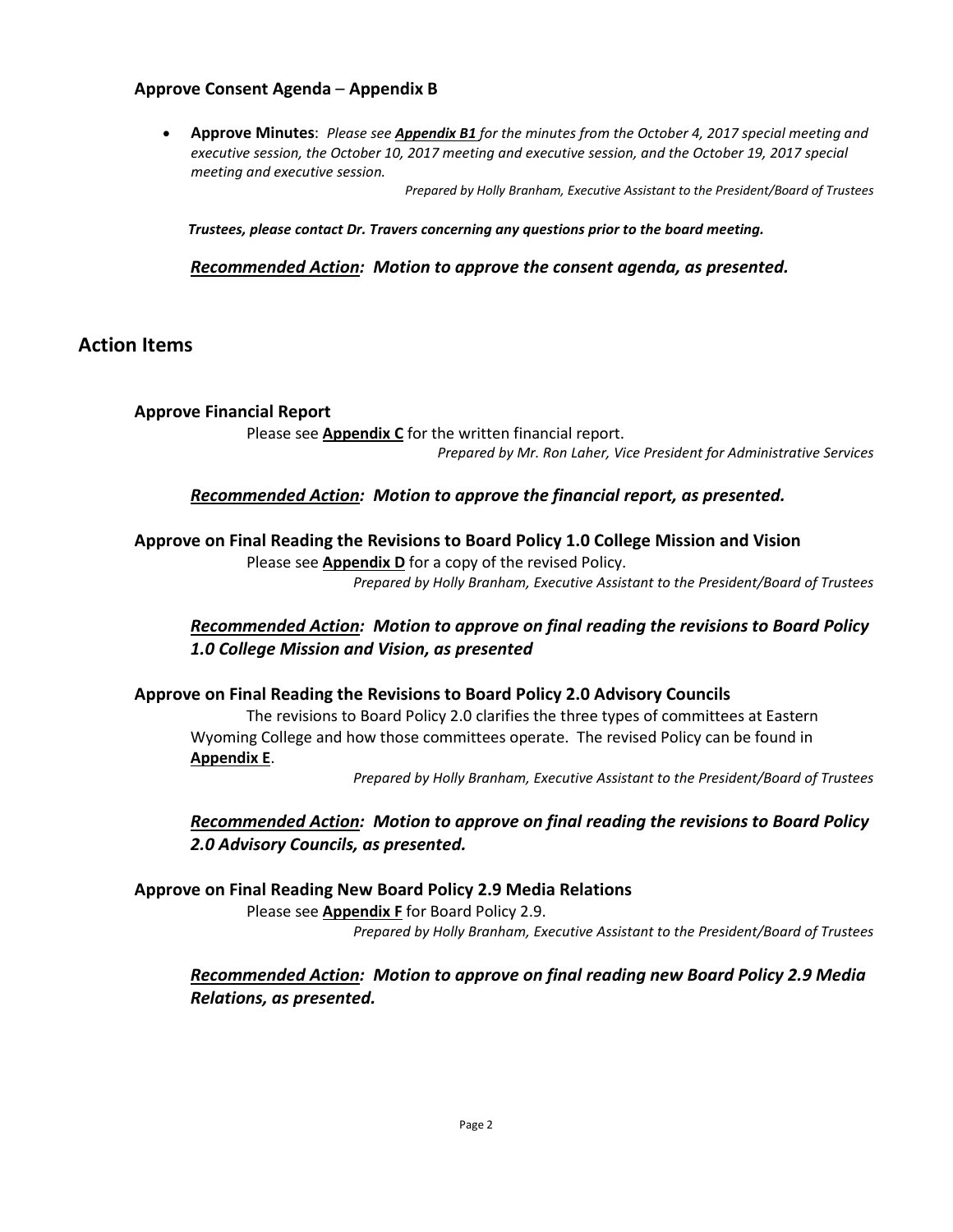### Approve Consent Agenda – Appendix B

- **Approve Minutes**: *Please see **Appendix B1** for the minutes from the October 4, 2017 special meeting and executive session, the October 10, 2017 meeting and executive session, and the October 19, 2017 special meeting and executive session.*

*Prepared by Holly Branham, Executive Assistant to the President/Board of Trustees*

***Trustees, please contact Dr. Travers concerning any questions prior to the board meeting.***

***Recommended Action:* *Motion to approve the consent agenda, as presented.***

## Action Items

### Approve Financial Report

Please see **Appendix C** for the written financial report.

*Prepared by Mr. Ron Laher, Vice President for Administrative Services*

***Recommended Action:* *Motion to approve the financial report, as presented.***

### Approve on Final Reading the Revisions to Board Policy 1.0 College Mission and Vision

Please see **Appendix D** for a copy of the revised Policy.

*Prepared by Holly Branham, Executive Assistant to the President/Board of Trustees*

***Recommended Action:* *Motion to approve on final reading the revisions to Board Policy 1.0 College Mission and Vision, as presented***

### Approve on Final Reading the Revisions to Board Policy 2.0 Advisory Councils

The revisions to Board Policy 2.0 clarifies the three types of committees at Eastern Wyoming College and how those committees operate. The revised Policy can be found in **Appendix E**.

*Prepared by Holly Branham, Executive Assistant to the President/Board of Trustees*

***Recommended Action:* *Motion to approve on final reading the revisions to Board Policy 2.0 Advisory Councils, as presented.***

### Approve on Final Reading New Board Policy 2.9 Media Relations

Please see **Appendix F** for Board Policy 2.9.

*Prepared by Holly Branham, Executive Assistant to the President/Board of Trustees*

***Recommended Action:* *Motion to approve on final reading new Board Policy 2.9 Media Relations, as presented.***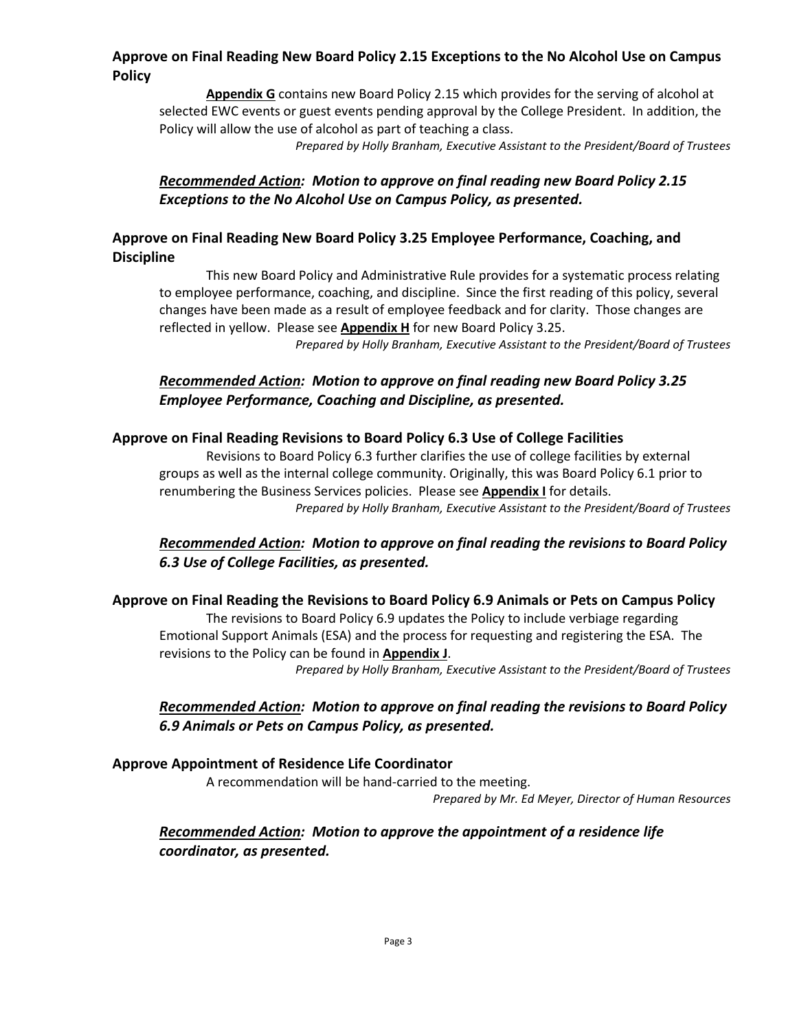### Approve on Final Reading New Board Policy 2.15 Exceptions to the No Alcohol Use on Campus Policy

**Appendix G** contains new Board Policy 2.15 which provides for the serving of alcohol at selected EWC events or guest events pending approval by the College President. In addition, the Policy will allow the use of alcohol as part of teaching a class.

*Prepared by Holly Branham, Executive Assistant to the President/Board of Trustees*

***Recommended Action*: Motion to approve on final reading new Board Policy 2.15 Exceptions to the No Alcohol Use on Campus Policy, as presented.**

### Approve on Final Reading New Board Policy 3.25 Employee Performance, Coaching, and Discipline

This new Board Policy and Administrative Rule provides for a systematic process relating to employee performance, coaching, and discipline. Since the first reading of this policy, several changes have been made as a result of employee feedback and for clarity. Those changes are reflected in yellow. Please see **Appendix H** for new Board Policy 3.25.

*Prepared by Holly Branham, Executive Assistant to the President/Board of Trustees*

***Recommended Action*: Motion to approve on final reading new Board Policy 3.25 Employee Performance, Coaching and Discipline, as presented.**

### Approve on Final Reading Revisions to Board Policy 6.3 Use of College Facilities

Revisions to Board Policy 6.3 further clarifies the use of college facilities by external groups as well as the internal college community. Originally, this was Board Policy 6.1 prior to renumbering the Business Services policies. Please see **Appendix I** for details.

*Prepared by Holly Branham, Executive Assistant to the President/Board of Trustees*

***Recommended Action*: Motion to approve on final reading the revisions to Board Policy 6.3 Use of College Facilities, as presented.**

### Approve on Final Reading the Revisions to Board Policy 6.9 Animals or Pets on Campus Policy

The revisions to Board Policy 6.9 updates the Policy to include verbiage regarding Emotional Support Animals (ESA) and the process for requesting and registering the ESA. The revisions to the Policy can be found in **Appendix J**.

*Prepared by Holly Branham, Executive Assistant to the President/Board of Trustees*

***Recommended Action*: Motion to approve on final reading the revisions to Board Policy 6.9 Animals or Pets on Campus Policy, as presented.**

### Approve Appointment of Residence Life Coordinator

A recommendation will be hand-carried to the meeting.

*Prepared by Mr. Ed Meyer, Director of Human Resources*

***Recommended Action*: Motion to approve the appointment of a residence life coordinator, as presented.**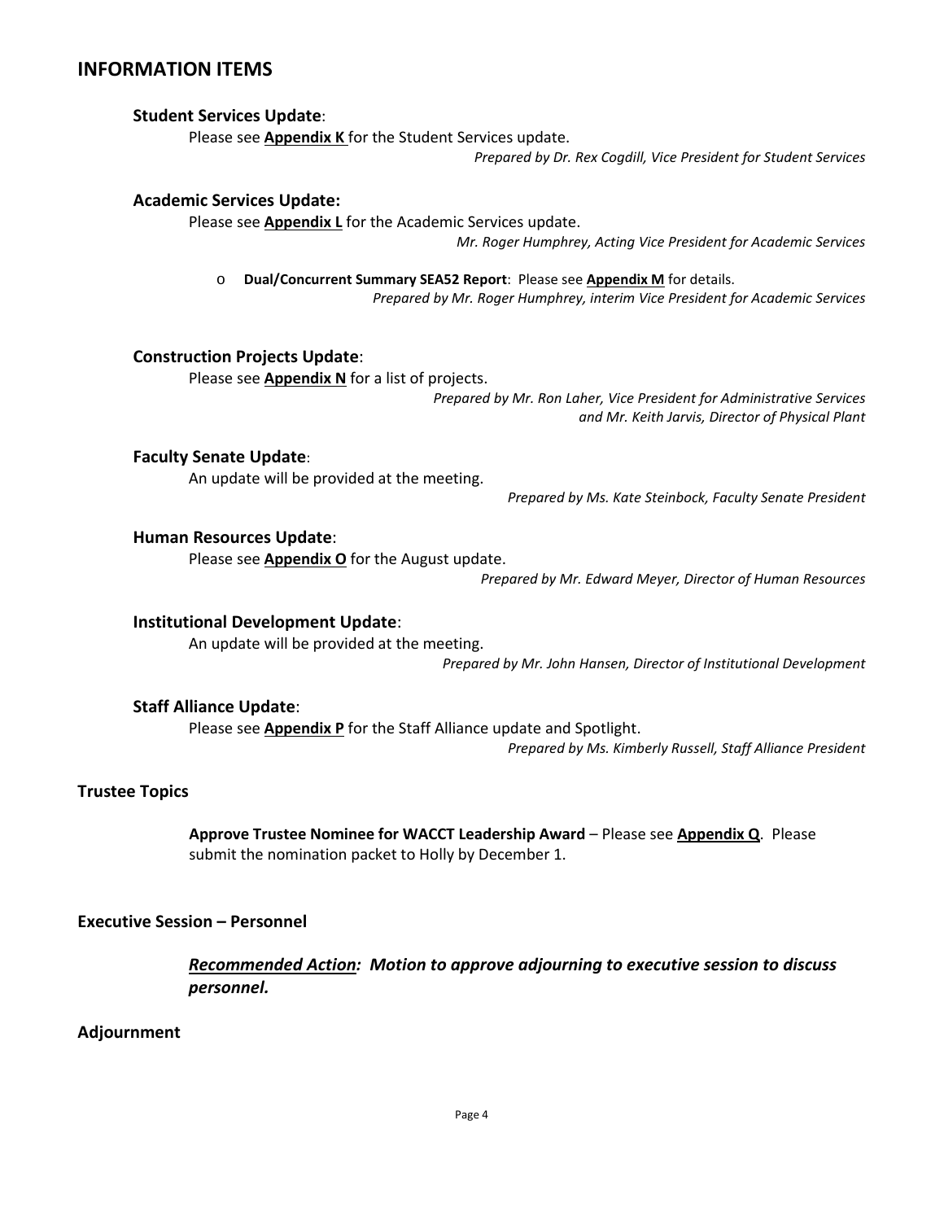## INFORMATION ITEMS

### **Student Services Update**:

Please see **Appendix K** for the Student Services update.

*Prepared by Dr. Rex Cogdill, Vice President for Student Services*

### **Academic Services Update:**

Please see **Appendix L** for the Academic Services update.

*Mr. Roger Humphrey, Acting Vice President for Academic Services*

- **Dual/Concurrent Summary SEA52 Report**: Please see **Appendix M** for details.

  *Prepared by Mr. Roger Humphrey, interim Vice President for Academic Services*

### **Construction Projects Update**:

Please see **Appendix N** for a list of projects.

*Prepared by Mr. Ron Laher, Vice President for Administrative Services and Mr. Keith Jarvis, Director of Physical Plant*

### **Faculty Senate Update**:

An update will be provided at the meeting.

*Prepared by Ms. Kate Steinbock, Faculty Senate President*

### **Human Resources Update**:

Please see **Appendix O** for the August update.

*Prepared by Mr. Edward Meyer, Director of Human Resources*

### **Institutional Development Update**:

An update will be provided at the meeting.

*Prepared by Mr. John Hansen, Director of Institutional Development*

### **Staff Alliance Update**:

Please see **Appendix P** for the Staff Alliance update and Spotlight.

*Prepared by Ms. Kimberly Russell, Staff Alliance President*

## Trustee Topics

**Approve Trustee Nominee for WACCT Leadership Award** – Please see **Appendix Q**. Please submit the nomination packet to Holly by December 1.

## Executive Session – Personnel

***Recommended Action:* *Motion to approve adjourning to executive session to discuss personnel.***

## Adjournment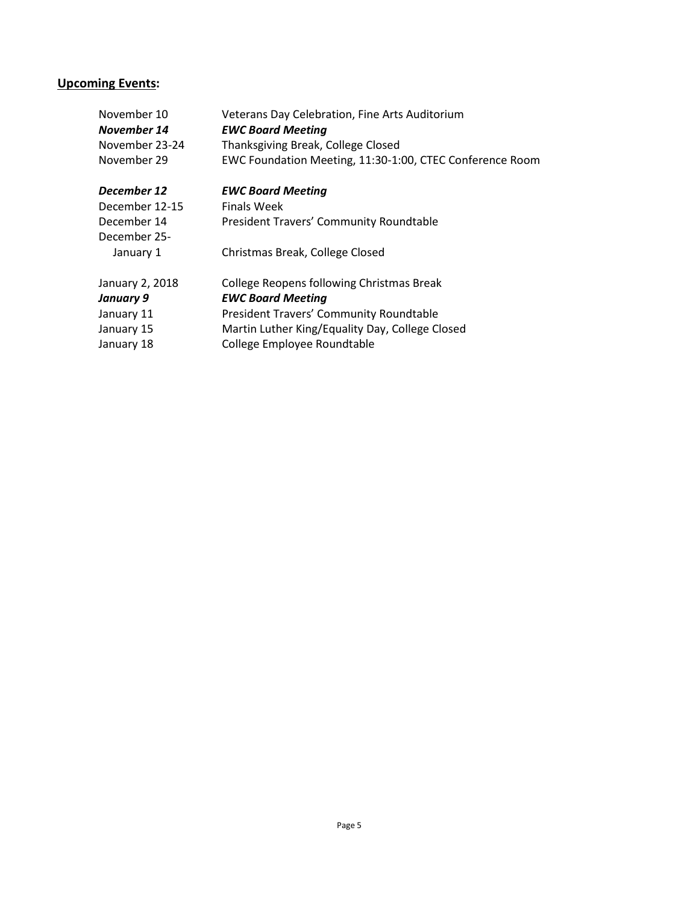## **Upcoming Events:**

| | |
|---|---|
| November 10 | Veterans Day Celebration, Fine Arts Auditorium |
| ***November 14*** | ***EWC Board Meeting*** |
| November 23-24 | Thanksgiving Break, College Closed |
| November 29 | EWC Foundation Meeting, 11:30-1:00, CTEC Conference Room |
| ***December 12*** | ***EWC Board Meeting*** |
| December 12-15 | Finals Week |
| December 14 | President Travers' Community Roundtable |
| December 25-January 1 | Christmas Break, College Closed |
| January 2, 2018 | College Reopens following Christmas Break |
| ***January 9*** | ***EWC Board Meeting*** |
| January 11 | President Travers' Community Roundtable |
| January 15 | Martin Luther King/Equality Day, College Closed |
| January 18 | College Employee Roundtable |